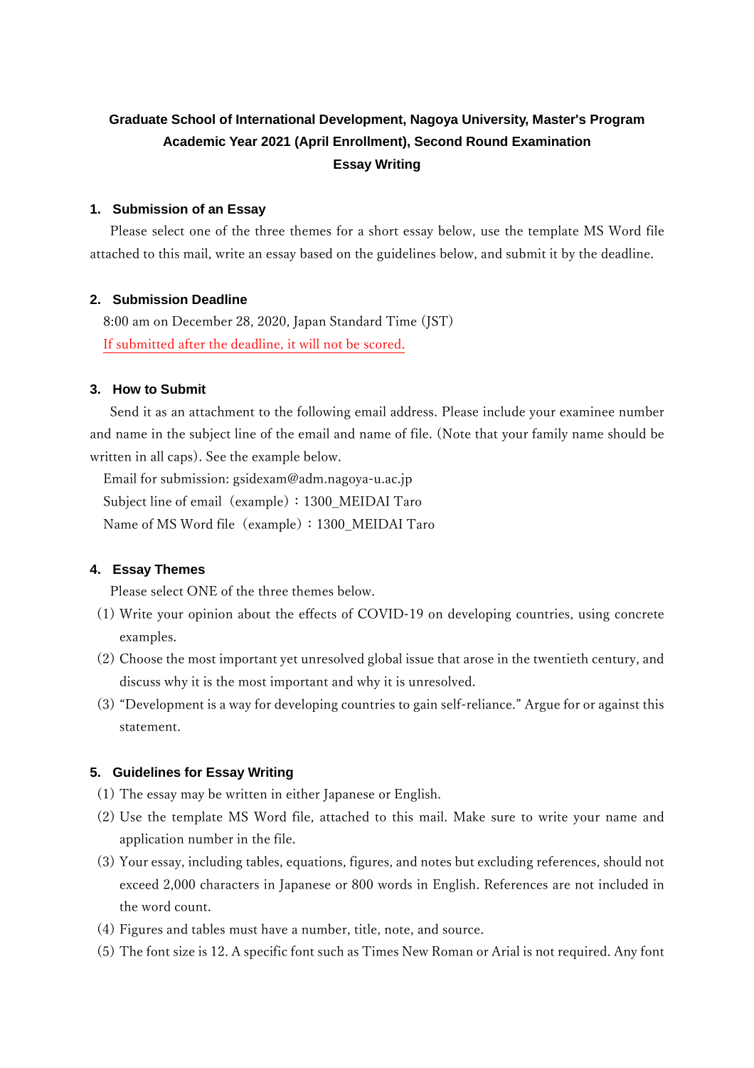**Graduate School of International Development, Nagoya University, Master's Program**
**Academic Year 2021 (April Enrollment), Second Round Examination**
**Essay Writing**

## 1. Submission of an Essay

Please select one of the three themes for a short essay below, use the template MS Word file attached to this mail, write an essay based on the guidelines below, and submit it by the deadline.

## 2. Submission Deadline

8:00 am on December 28, 2020, Japan Standard Time (JST)

If submitted after the deadline, it will not be scored.

## 3. How to Submit

Send it as an attachment to the following email address. Please include your examinee number and name in the subject line of the email and name of file. (Note that your family name should be written in all caps). See the example below.

Email for submission: gsidexam@adm.nagoya-u.ac.jp

Subject line of email（example）：1300_MEIDAI Taro

Name of MS Word file（example）：1300_MEIDAI Taro

## 4. Essay Themes

Please select ONE of the three themes below.

(1) Write your opinion about the effects of COVID-19 on developing countries, using concrete examples.

(2) Choose the most important yet unresolved global issue that arose in the twentieth century, and discuss why it is the most important and why it is unresolved.

(3) "Development is a way for developing countries to gain self-reliance." Argue for or against this statement.

## 5. Guidelines for Essay Writing

(1) The essay may be written in either Japanese or English.

(2) Use the template MS Word file, attached to this mail. Make sure to write your name and application number in the file.

(3) Your essay, including tables, equations, figures, and notes but excluding references, should not exceed 2,000 characters in Japanese or 800 words in English. References are not included in the word count.

(4) Figures and tables must have a number, title, note, and source.

(5) The font size is 12. A specific font such as Times New Roman or Arial is not required. Any font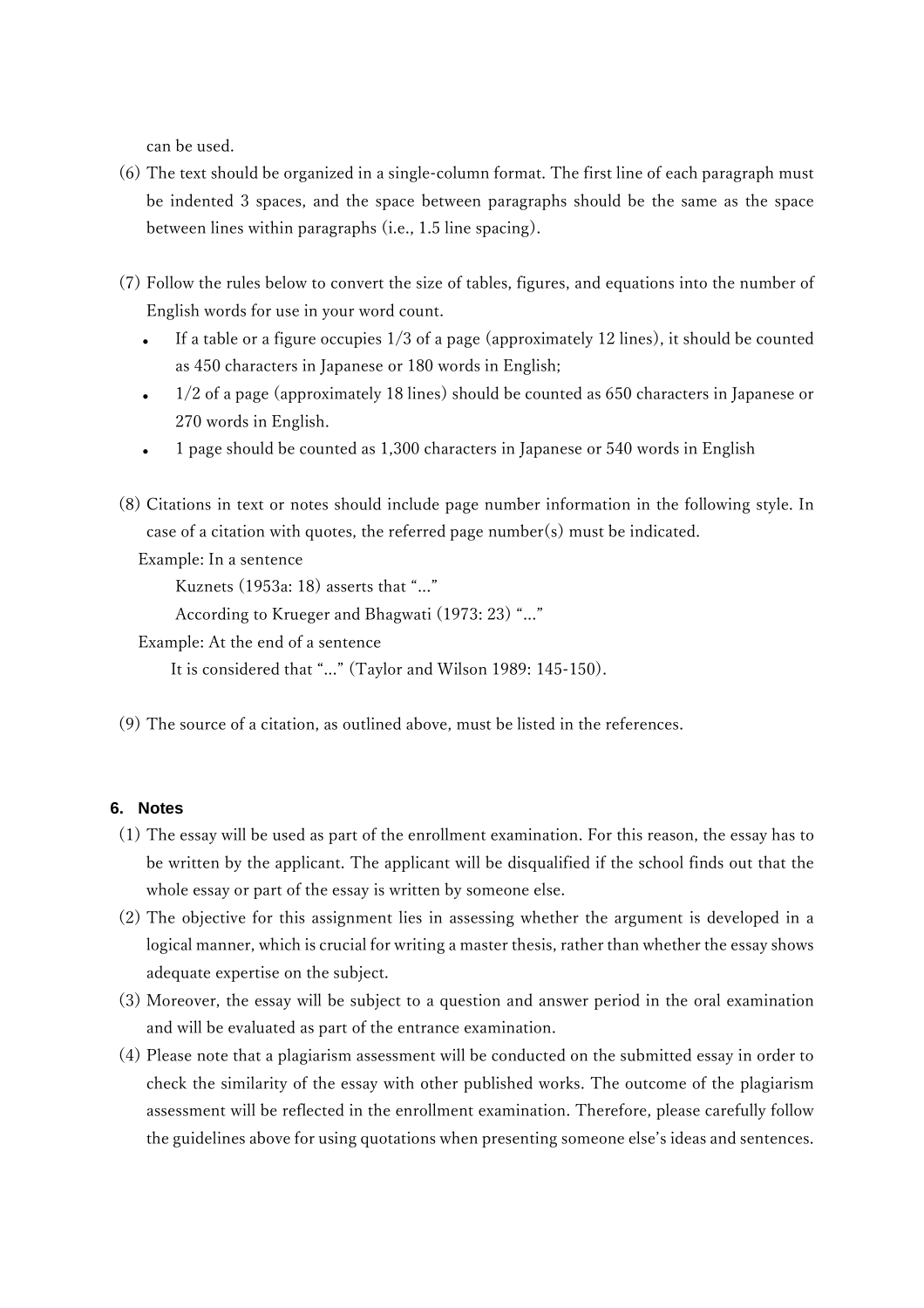can be used.

(6) The text should be organized in a single-column format. The first line of each paragraph must be indented 3 spaces, and the space between paragraphs should be the same as the space between lines within paragraphs (i.e., 1.5 line spacing).

(7) Follow the rules below to convert the size of tables, figures, and equations into the number of English words for use in your word count.

- If a table or a figure occupies 1/3 of a page (approximately 12 lines), it should be counted as 450 characters in Japanese or 180 words in English;
- 1/2 of a page (approximately 18 lines) should be counted as 650 characters in Japanese or 270 words in English.
- 1 page should be counted as 1,300 characters in Japanese or 540 words in English

(8) Citations in text or notes should include page number information in the following style. In case of a citation with quotes, the referred page number(s) must be indicated.

Example: In a sentence

Kuznets (1953a: 18) asserts that "…"

According to Krueger and Bhagwati (1973: 23) "…"

Example: At the end of a sentence

It is considered that "…" (Taylor and Wilson 1989: 145-150).

(9) The source of a citation, as outlined above, must be listed in the references.

## 6. Notes

(1) The essay will be used as part of the enrollment examination. For this reason, the essay has to be written by the applicant. The applicant will be disqualified if the school finds out that the whole essay or part of the essay is written by someone else.

(2) The objective for this assignment lies in assessing whether the argument is developed in a logical manner, which is crucial for writing a master thesis, rather than whether the essay shows adequate expertise on the subject.

(3) Moreover, the essay will be subject to a question and answer period in the oral examination and will be evaluated as part of the entrance examination.

(4) Please note that a plagiarism assessment will be conducted on the submitted essay in order to check the similarity of the essay with other published works. The outcome of the plagiarism assessment will be reflected in the enrollment examination. Therefore, please carefully follow the guidelines above for using quotations when presenting someone else's ideas and sentences.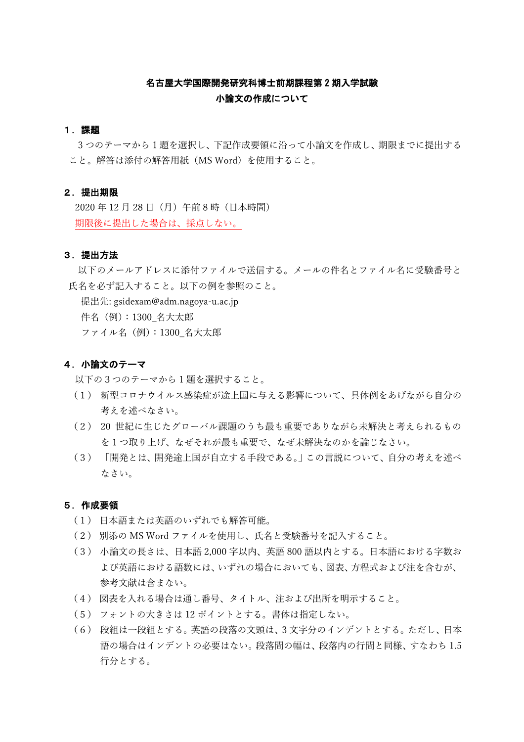# 名古屋大学国際開発研究科博士前期課程第２期入学試験
# 小論文の作成について

## １．課題

３つのテーマから１題を選択し、下記作成要領に沿って小論文を作成し、期限までに提出すること。解答は添付の解答用紙（MS Word）を使用すること。

## ２．提出期限

2020 年 12 月 28 日（月）午前 8 時（日本時間）

期限後に提出した場合は、採点しない。

## ３．提出方法

以下のメールアドレスに添付ファイルで送信する。メールの件名とファイル名に受験番号と氏名を必ず記入すること。以下の例を参照のこと。

提出先: gsidexam@adm.nagoya-u.ac.jp

件名（例）：1300_名大太郎

ファイル名（例）：1300_名大太郎

## ４．小論文のテーマ

以下の３つのテーマから１題を選択すること。

（１） 新型コロナウイルス感染症が途上国に与える影響について、具体例をあげながら自分の考えを述べなさい。

（２） 20 世紀に生じたグローバル課題のうち最も重要でありながら未解決と考えられるものを１つ取り上げ、なぜそれが最も重要で、なぜ未解決なのかを論じなさい。

（３） 「開発とは、開発途上国が自立する手段である。」この言説について、自分の考えを述べなさい。

## ５．作成要領

（１） 日本語または英語のいずれでも解答可能。

（２） 別添の MS Word ファイルを使用し、氏名と受験番号を記入すること。

（３） 小論文の長さは、日本語 2,000 字以内、英語 800 語以内とする。日本語における字数および英語における語数には、いずれの場合においても、図表、方程式および注を含むが、参考文献は含まない。

（４） 図表を入れる場合は通し番号、タイトル、注および出所を明示すること。

（５） フォントの大きさは 12 ポイントとする。書体は指定しない。

（６） 段組は一段組とする。英語の段落の文頭は、3 文字分のインデントとする。ただし、日本語の場合はインデントの必要はない。段落間の幅は、段落内の行間と同様、すなわち 1.5 行分とする。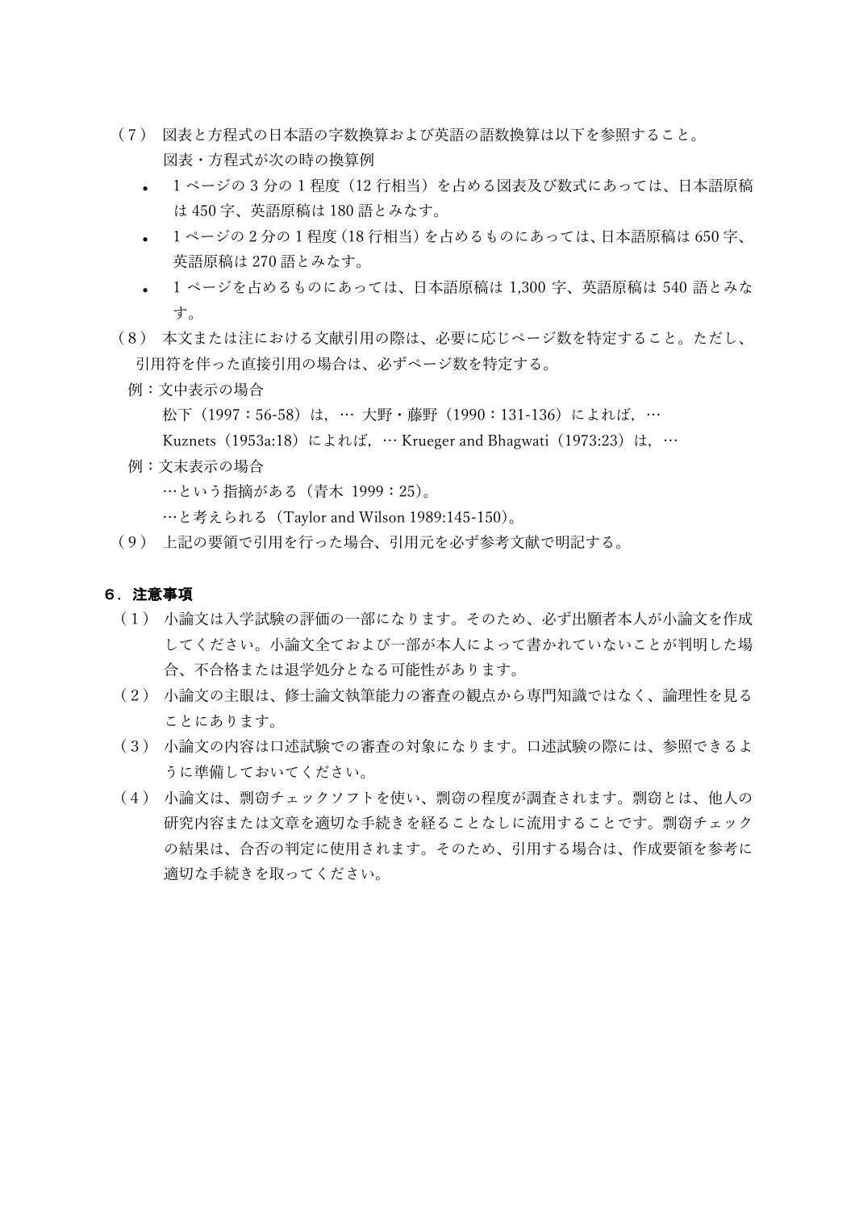（７） 図表と方程式の日本語の字数換算および英語の語数換算は以下を参照すること。
図表・方程式が次の時の換算例

- １ページの３分の１程度（12 行相当）を占める図表及び数式にあっては、日本語原稿は 450 字、英語原稿は 180 語とみなす。
- １ページの２分の１程度（18 行相当）を占めるものにあっては、日本語原稿は 650 字、英語原稿は 270 語とみなす。
- １ページを占めるものにあっては、日本語原稿は 1,300 字、英語原稿は 540 語とみなす。

（８） 本文または注における文献引用の際は、必要に応じページ数を特定すること。ただし、引用符を伴った直接引用の場合は、必ずページ数を特定する。

例：文中表示の場合

松下（1997：56-58）は，… 大野・藤野（1990：131-136）によれば，…

Kuznets（1953a:18）によれば，… Krueger and Bhagwati（1973:23）は，…

例：文末表示の場合

…という指摘がある（青木 1999：25）。

…と考えられる（Taylor and Wilson 1989:145-150）。

（９） 上記の要領で引用を行った場合、引用元を必ず参考文献で明記する。

## ６．注意事項

（１） 小論文は入学試験の評価の一部になります。そのため、必ず出願者本人が小論文を作成してください。小論文全ておよび一部が本人によって書かれていないことが判明した場合、不合格または退学処分となる可能性があります。

（２） 小論文の主眼は、修士論文執筆能力の審査の観点から専門知識ではなく、論理性を見ることにあります。

（３） 小論文の内容は口述試験での審査の対象になります。口述試験の際には、参照できるように準備しておいてください。

（４） 小論文は、剽窃チェックソフトを使い、剽窃の程度が調査されます。剽窃とは、他人の研究内容または文章を適切な手続きを経ることなしに流用することです。剽窃チェックの結果は、合否の判定に使用されます。そのため、引用する場合は、作成要領を参考に適切な手続きを取ってください。